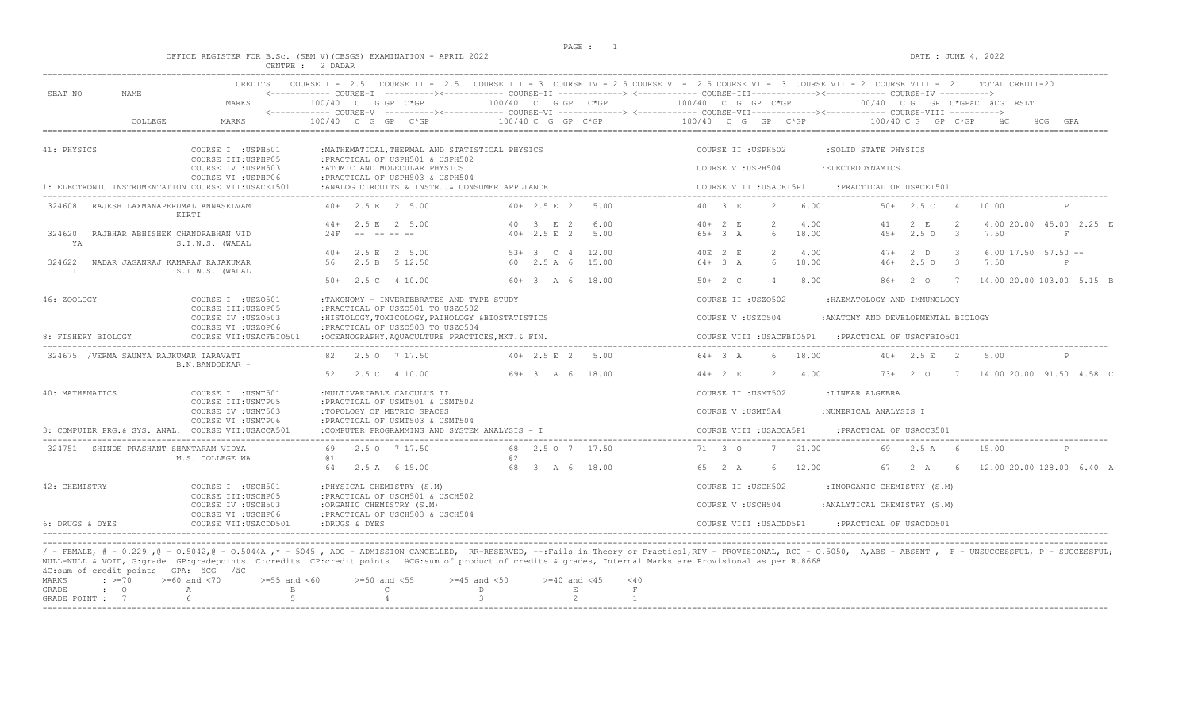OFFICE REGISTER FOR B.Sc. (SEM V)(CBSGS) EXAMINATION - APRIL 2022 — CENTRE : 2 DADAR — DATE : JUNE 4, 2022

**Header:**

| SEAT NO | NAME | CREDITS | COURSE I - 2.5 | COURSE II - 2.5 | COURSE III - 3 | COURSE IV - 2.5 | COURSE V - 2.5 | COURSE VI - 3 | COURSE VII - 2 | COURSE VIII - 2 | TOTAL CREDIT-20 |
|---|---|---|---|---|---|---|---|---|---|---|---|
| | | MARKS | COURSE-I 100/40 C G GP C*GP | | COURSE-II 100/40 C G GP C*GP | | COURSE-III 100/40 C G GP C*GP | | COURSE-IV 100/40 C G GP C*GP äC äCG RSLT | | |
| | COLLEGE | MARKS | COURSE-V 100/40 C G GP C*GP | | COURSE-VI 100/40 C G GP C*GP | | COURSE-VII 100/40 C G GP C*GP | | COURSE-VIII 100/40 C G GP C*GP äC äCG GPA | | |

## 41: PHYSICS

- COURSE I :USPH501 :MATHEMATICAL,THERMAL AND STATISTICAL PHYSICS
- COURSE II :USPH502 :SOLID STATE PHYSICS
- COURSE III:USPHP05 :PRACTICAL OF USPH501 & USPH502
- COURSE IV :USPH503 :ATOMIC AND MOLECULAR PHYSICS
- COURSE V :USPH504 :ELECTRODYNAMICS
- COURSE VI :USPHP06 :PRACTICAL OF USPH503 & USPH504
- 1: ELECTRONIC INSTRUMENTATION COURSE VII:USACEI501 :ANALOG CIRCUITS & INSTRU.& CONSUMER APPLIANCE
- COURSE VIII :USACEI5P1 :PRACTICAL OF USACEI501

| SEAT NO | NAME / COLLEGE | COURSE I / V | COURSE II / VI | COURSE III / VII | COURSE IV / VIII | äC | äCG | RSLT / GPA |
|---|---|---|---|---|---|---|---|---|
| 324608 | RAJESH LAXMANAPERUMAL ANNASELVAM KIRTI | 40+ 2.5 E 2 5.00 | 40+ 2.5 E 2 5.00 | 40 3 E 2 6.00 | 50+ 2.5 C 4 10.00 | | | P |
| | | 44+ 2.5 E 2 5.00 | 40 3 E 2 6.00 | 40+ 2 E 2 4.00 | 41 2 E 2 4.00 | 20.00 | 45.00 | 2.25 E |
| 324620 | RAJBHAR ABHISHEK CHANDRABHAN VIDYA S.I.W.S. (WADAL | 24F -- -- -- -- | 40+ 2.5 E 2 5.00 | 65+ 3 A 6 18.00 | 45+ 2.5 D 3 7.50 | | | F |
| | | 40+ 2.5 E 2 5.00 | 53+ 3 C 4 12.00 | 40E 2 E 2 4.00 | 47+ 2 D 3 6.00 | 17.50 | 57.50 | -- |
| 324622 | NADAR JAGANRAJ KAMARAJ RAJAKUMARI S.I.W.S. (WADAL | 56 2.5 B 5 12.50 | 60 2.5 A 6 15.00 | 64+ 3 A 6 18.00 | 46+ 2.5 D 3 7.50 | | | P |
| | | 50+ 2.5 C 4 10.00 | 60+ 3 A 6 18.00 | 50+ 2 C 4 8.00 | 86+ 2 O 7 14.00 | 20.00 | 103.00 | 5.15 B |

## 46: ZOOLOGY

- COURSE I :USZO501 :TAXONOMY - INVERTEBRATES AND TYPE STUDY
- COURSE II :USZO502 :HAEMATOLOGY AND IMMUNOLOGY
- COURSE III:USZOP05 :PRACTICAL OF USZO501 TO USZO502
- COURSE IV :USZO503 :HISTOLOGY,TOXICOLOGY,PATHOLOGY &BIOSTATISTICS
- COURSE V :USZO504 :ANATOMY AND DEVELOPMENTAL BIOLOGY
- COURSE VI :USZOP06 :PRACTICAL OF USZO503 TO USZO504
- 8: FISHERY BIOLOGY COURSE VII:USACFBIO501 :OCEANOGRAPHY,AQUACULTURE PRACTICES,MKT.& FIN.
- COURSE VIII :USACFBIO5P1 :PRACTICAL OF USACFBIO501

| SEAT NO | NAME / COLLEGE | COURSE I / V | COURSE II / VI | COURSE III / VII | COURSE IV / VIII | äC | äCG | RSLT / GPA |
|---|---|---|---|---|---|---|---|---|
| 324675 | /VERMA SAUMYA RAJKUMAR TARAVATI B.N.BANDODKAR - | 82 2.5 O 7 17.50 | 40+ 2.5 E 2 5.00 | 64+ 3 A 6 18.00 | 40+ 2.5 E 2 5.00 | | | P |
| | | 52 2.5 C 4 10.00 | 69+ 3 A 6 18.00 | 44+ 2 E 2 4.00 | 73+ 2 O 7 14.00 | 20.00 | 91.50 | 4.58 C |

## 40: MATHEMATICS

- COURSE I :USMT501 :MULTIVARIABLE CALCULUS II
- COURSE II :USMT502 :LINEAR ALGEBRA
- COURSE III:USMTP05 :PRACTICAL OF USMT501 & USMT502
- COURSE IV :USMT503 :TOPOLOGY OF METRIC SPACES
- COURSE V :USMT5A4 :NUMERICAL ANALYSIS I
- COURSE VI :USMTP06 :PRACTICAL OF USMT503 & USMT504
- 3: COMPUTER PRG.& SYS. ANAL. COURSE VII:USACCA501 :COMPUTER PROGRAMMING AND SYSTEM ANALYSIS - I
- COURSE VIII :USACCA5P1 :PRACTICAL OF USACCS501

| SEAT NO | NAME / COLLEGE | COURSE I / V | COURSE II / VI | COURSE III / VII | COURSE IV / VIII | äC | äCG | RSLT / GPA |
|---|---|---|---|---|---|---|---|---|
| 324751 | SHINDE PRASHANT SHANTARAM VIDYA M.S. COLLEGE WA | 69 2.5 O 7 17.50 @1 | 68 2.5 O 7 17.50 @2 | 71 3 O 7 21.00 | 69 2.5 A 6 15.00 | | | P |
| | | 64 2.5 A 6 15.00 | 68 3 A 6 18.00 | 65 2 A 6 12.00 | 67 2 A 6 12.00 | 20.00 | 128.00 | 6.40 A |

## 42: CHEMISTRY

- COURSE I :USCH501 :PHYSICAL CHEMISTRY (S.M)
- COURSE II :USCH502 :INORGANIC CHEMISTRY (S.M)
- COURSE III:USCHP05 :PRACTICAL OF USCH501 & USCH502
- COURSE IV :USCH503 :ORGANIC CHEMISTRY (S.M)
- COURSE V :USCH504 :ANALYTICAL CHEMISTRY (S.M)
- COURSE VI :USCHP06 :PRACTICAL OF USCH503 & USCH504
- 6: DRUGS & DYES COURSE VII:USACDD501 :DRUGS & DYES
- COURSE VIII :USACDD5P1 :PRACTICAL OF USACDD501

---

/ - FEMALE, # - 0.229 ,@ - O.5042,@ - O.5044A ,* - 5045 , ADC - ADMISSION CANCELLED, RR-RESERVED, --:Fails in Theory or Practical,RPV - PROVISIONAL, RCC - O.5050, A,ABS - ABSENT , F - UNSUCCESSFUL, P - SUCCESSFUL; NULL-NULL & VOID, G:grade GP:gradepoints C:credits CP:credit points äCG:sum of product of credits & grades, Internal Marks are Provisional as per R.8668
äC:sum of credit points GPA: äCG /äC

| MARKS | : >=70 | >=60 and <70 | >=55 and <60 | >=50 and <55 | >=45 and <50 | >=40 and <45 | <40 |
|---|---|---|---|---|---|---|---|
| GRADE | : O | A | B | C | D | E | F |
| GRADE POINT | : 7 | 6 | 5 | 4 | 3 | 2 | 1 |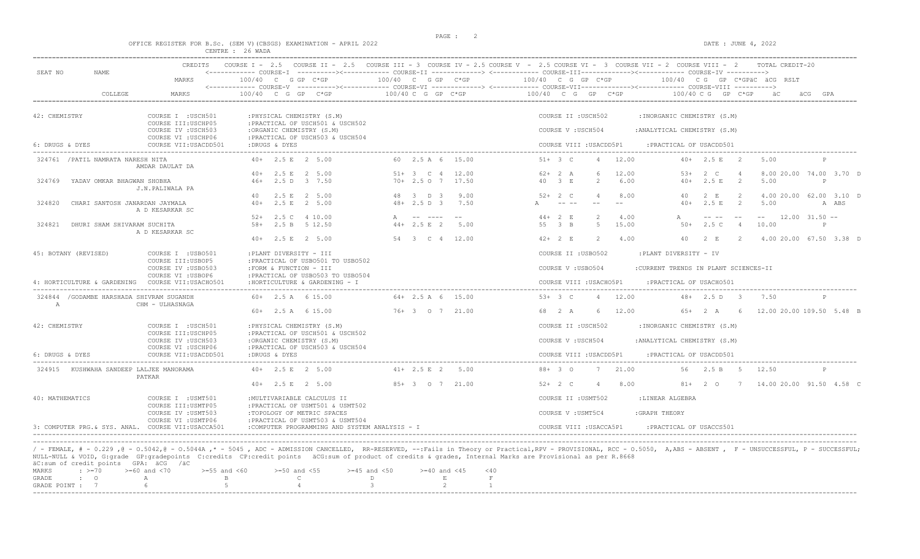OFFICE REGISTER FOR B.Sc. (SEM V)(CBSGS) EXAMINATION - APRIL 2022 — CENTRE : 26 WADA — DATE : JUNE 4, 2022

CREDITS: COURSE I - 2.5, COURSE II - 2.5, COURSE III - 3, COURSE IV - 2.5, COURSE V - 2.5, COURSE VI - 3, COURSE VII - 2, COURSE VIII - 2, TOTAL CREDIT-20

Column layout: For each student, the first line gives Course I, Course II, Course III, Course IV (MARKS 100/40, C, G, GP, C*GP) and RSLT; the second line gives Course V, Course VI, Course VII, Course VIII, followed by äC, äCG, GPA.

**42: CHEMISTRY / 6: DRUGS & DYES**

- COURSE I : USCH501 : PHYSICAL CHEMISTRY (S.M)
- COURSE II : USCH502 : INORGANIC CHEMISTRY (S.M)
- COURSE III : USCHP05 : PRACTICAL OF USCH501 & USCH502
- COURSE IV : USCH503 : ORGANIC CHEMISTRY (S.M)
- COURSE V : USCH504 : ANALYTICAL CHEMISTRY (S.M)
- COURSE VI : USCHP06 : PRACTICAL OF USCH503 & USCH504
- COURSE VII : USACDD501 : DRUGS & DYES
- COURSE VIII : USACDD5P1 : PRACTICAL OF USACDD501

| SEAT NO | NAME | COLLEGE | Course I / V | Course II / VI | Course III / VII | Course IV / VIII | äC | äCG | GPA / RSLT |
|---|---|---|---|---|---|---|---|---|---|
| 324761 | /PATIL NAMRATA NARESH NITA | AMDAR DAULAT DA | 40+ 2.5 E 2 5.00 | 60 2.5 A 6 15.00 | 51+ 3 C 4 12.00 | 40+ 2.5 E 2 5.00 | | | P |
| | | | 40+ 2.5 E 2 5.00 | 51+ 3 C 4 12.00 | 62+ 2 A 6 12.00 | 53+ 2 C 4 8.00 | 20.00 | 74.00 | 3.70 D |
| 324769 | YADAV OMKAR BHAGWAN SHOBHA | J.N.PALIWALA PA | 46+ 2.5 D 3 7.50 | 70+ 2.5 O 7 17.50 | 40 3 E 2 6.00 | 40+ 2.5 E 2 5.00 | | | P |
| | | | 40 2.5 E 2 5.00 | 48 3 D 3 9.00 | 52+ 2 C 4 8.00 | 40 2 E 2 4.00 | 20.00 | 62.00 | 3.10 D |
| 324820 | CHARI SANTOSH JANARDAN JAYMALA | A D KESARKAR SC | 40+ 2.5 E 2 5.00 | 48+ 2.5 D 3 7.50 | A -- -- -- -- | 40+ 2.5 E 2 5.00 | | | A ABS |
| | | | 52+ 2.5 C 4 10.00 | A -- ---- -- | 44+ 2 E 2 4.00 | A -- -- -- -- | 12.00 | 31.50 | -- |
| 324821 | DHURI SHAM SHIVARAM SUCHITA | A D KESARKAR SC | 58+ 2.5 B 5 12.50 | 44+ 2.5 E 2 5.00 | 55 3 B 5 15.00 | 50+ 2.5 C 4 10.00 | | | P |
| | | | 40+ 2.5 E 2 5.00 | 54 3 C 4 12.00 | 42+ 2 E 2 4.00 | 40 2 E 2 4.00 | 20.00 | 67.50 | 3.38 D |

**45: BOTANY (REVISED) / 4: HORTICULTURE & GARDENING**

- COURSE I : USBO501 : PLANT DIVERSITY - III
- COURSE II : USBO502 : PLANT DIVERSITY - IV
- COURSE III : USBOP5 : PRACTICAL OF USBO501 TO USBO502
- COURSE IV : USBO503 : FORM & FUNCTION - III
- COURSE V : USBO504 : CURRENT TRENDS IN PLANT SCIENCES-II
- COURSE VI : USBOP6 : PRACTICAL OF USBO503 TO USBO504
- COURSE VII : USACHO501 : HORTICULTURE & GARDENING - I
- COURSE VIII : USACHO5P1 : PRACTICAL OF USACHO501

| SEAT NO | NAME | COLLEGE | Course I / V | Course II / VI | Course III / VII | Course IV / VIII | äC | äCG | GPA / RSLT |
|---|---|---|---|---|---|---|---|---|---|
| 324844 | /GODAMBE HARSHADA SHIVRAM SUGANDH A | CHM - ULHASNAGA | 60+ 2.5 A 6 15.00 | 64+ 2.5 A 6 15.00 | 53+ 3 C 4 12.00 | 48+ 2.5 D 3 7.50 | | | P |
| | | | 60+ 2.5 A 6 15.00 | 76+ 3 O 7 21.00 | 68 2 A 6 12.00 | 65+ 2 A 6 12.00 | 20.00 | 109.50 | 5.48 B |

**42: CHEMISTRY / 6: DRUGS & DYES**

- COURSE I : USCH501 : PHYSICAL CHEMISTRY (S.M)
- COURSE II : USCH502 : INORGANIC CHEMISTRY (S.M)
- COURSE III : USCHP05 : PRACTICAL OF USCH501 & USCH502
- COURSE IV : USCH503 : ORGANIC CHEMISTRY (S.M)
- COURSE V : USCH504 : ANALYTICAL CHEMISTRY (S.M)
- COURSE VI : USCHP06 : PRACTICAL OF USCH503 & USCH504
- COURSE VII : USACDD501 : DRUGS & DYES
- COURSE VIII : USACDD5P1 : PRACTICAL OF USACDD501

| SEAT NO | NAME | COLLEGE | Course I / V | Course II / VI | Course III / VII | Course IV / VIII | äC | äCG | GPA / RSLT |
|---|---|---|---|---|---|---|---|---|---|
| 324915 | KUSHWAHA SANDEEP LALJEE MANORAMA | PATKAR | 40+ 2.5 E 2 5.00 | 41+ 2.5 E 2 5.00 | 88+ 3 O 7 21.00 | 56 2.5 B 5 12.50 | | | P |
| | | | 40+ 2.5 E 2 5.00 | 85+ 3 O 7 21.00 | 52+ 2 C 4 8.00 | 81+ 2 O 7 14.00 | 20.00 | 91.50 | 4.58 C |

**40: MATHEMATICS / 3: COMPUTER PRG.& SYS. ANAL.**

- COURSE I : USMT501 : MULTIVARIABLE CALCULUS II
- COURSE II : USMT502 : LINEAR ALGEBRA
- COURSE III : USMTP05 : PRACTICAL OF USMT501 & USMT502
- COURSE IV : USMT503 : TOPOLOGY OF METRIC SPACES
- COURSE V : USMT5C4 : GRAPH THEORY
- COURSE VI : USMTP06 : PRACTICAL OF USMT503 & USMT504
- COURSE VII : USACCA501 : COMPUTER PROGRAMMING AND SYSTEM ANALYSIS - I
- COURSE VIII : USACCA5P1 : PRACTICAL OF USACCS501

/ - FEMALE, # - 0.229 ,@ - O.5042,@ - O.5044A ,* - 5045 , ADC - ADMISSION CANCELLED, RR-RESERVED, --:Fails in Theory or Practical,RPV - PROVISIONAL, RCC - O.5050, A,ABS - ABSENT , F - UNSUCCESSFUL, P - SUCCESSFUL; NULL-NULL & VOID, G:grade GP:gradepoints C:credits CP:credit points äCG:sum of product of credits & grades, Internal Marks are Provisional as per R.8668
äC:sum of credit points GPA: äCG /äC

| MARKS | : >=70 | >=60 and <70 | >=55 and <60 | >=50 and <55 | >=45 and <50 | >=40 and <45 | <40 |
|---|---|---|---|---|---|---|---|
| GRADE | : O | A | B | C | D | E | F |
| GRADE POINT | : 7 | 6 | 5 | 4 | 3 | 2 | 1 |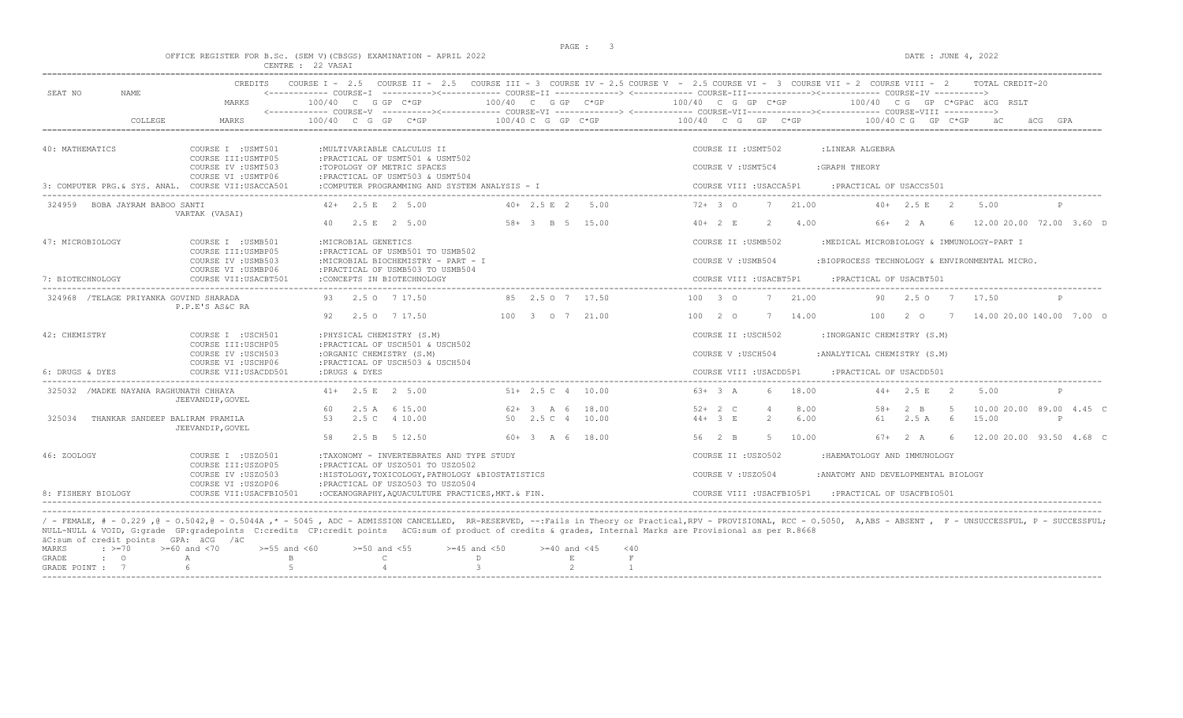OFFICE REGISTER FOR B.Sc. (SEM V)(CBSGS) EXAMINATION - APRIL 2022 DATE : JUNE 4, 2022

CENTRE : 22 VASAI

| SEAT NO | NAME | CREDITS | COURSE I - 2.5 | COURSE II - 2.5 | COURSE III = 3 | COURSE IV = 2.5 | COURSE V - 2.5 | COURSE VI - 3 | COURSE VII = 2 | COURSE VIII - 2 | TOTAL CREDIT-20 |
|---|---|---|---|---|---|---|---|---|---|---|---|
| | | MARKS | COURSE-I 100/40 C G GP C*GP | | COURSE-II 100/40 C G GP C*GP | | COURSE-III 100/40 C G GP C*GP | | COURSE-IV 100/40 C G GP C*GP äC äCG RSLT | | |
| | COLLEGE | MARKS | COURSE-V 100/40 C G GP C*GP | | COURSE-VI 100/40 C G GP C*GP | | COURSE-VII 100/40 C G GP C*GP | | COURSE-VIII 100/40 C G GP C*GP äC äCG GPA | | |

**40: MATHEMATICS**
- COURSE I :USMT501 :MULTIVARIABLE CALCULUS II
- COURSE II :USMT502 :LINEAR ALGEBRA
- COURSE III:USMTP05 :PRACTICAL OF USMT501 & USMT502
- COURSE IV :USMT503 :TOPOLOGY OF METRIC SPACES
- COURSE V :USMT5C4 :GRAPH THEORY
- COURSE VI :USMTP06 :PRACTICAL OF USMT503 & USMT504
- 3: COMPUTER PRG.& SYS. ANAL. COURSE VII:USACCA501 :COMPUTER PROGRAMMING AND SYSTEM ANALYSIS - I
- COURSE VIII :USACCA5P1 :PRACTICAL OF USACCS501

| Seat No | Name / College | Course I / V | Course II / VI | Course III / VII | Course IV / VIII | Result |
|---|---|---|---|---|---|---|
| 324959 | BOBA JAYRAM BABOO SANTI | 42+ 2.5 E 2 5.00 | 40+ 2.5 E 2 5.00 | 72+ 3 O 7 21.00 | 40+ 2.5 E 2 5.00 | P |
| | VARTAK (VASAI) | 40 2.5 E 2 5.00 | 58+ 3 B 5 15.00 | 40+ 2 E 2 4.00 | 66+ 2 A 6 12.00 20.00 72.00 3.60 | D |

**47: MICROBIOLOGY**
- COURSE I :USMB501 :MICROBIAL GENETICS
- COURSE II :USMB502 :MEDICAL MICROBIOLOGY & IMMUNOLOGY-PART I
- COURSE III:USMBP05 :PRACTICAL OF USMB501 TO USMB502
- COURSE IV :USMB503 :MICROBIAL BIOCHEMISTRY - PART - I
- COURSE V :USMB504 :BIOPROCESS TECHNOLOGY & ENVIRONMENTAL MICRO.
- COURSE VI :USMBP06 :PRACTICAL OF USMB503 TO USMB504
- 7: BIOTECHNOLOGY COURSE VII:USACBT501 :CONCEPTS IN BIOTECHNOLOGY
- COURSE VIII :USACBT5P1 :PRACTICAL OF USACBT501

| Seat No | Name / College | Course I / V | Course II / VI | Course III / VII | Course IV / VIII | Result |
|---|---|---|---|---|---|---|
| 324968 | /TELAGE PRIYANKA GOVIND SHARADA | 93 2.5 O 7 17.50 | 85 2.5 O 7 17.50 | 100 3 O 7 21.00 | 90 2.5 O 7 17.50 | P |
| | P.P.E'S AS&C RA | 92 2.5 O 7 17.50 | 100 3 O 7 21.00 | 100 2 O 7 14.00 | 100 2 O 7 14.00 20.00 140.00 7.00 | O |

**42: CHEMISTRY**
- COURSE I :USCH501 :PHYSICAL CHEMISTRY (S.M)
- COURSE II :USCH502 :INORGANIC CHEMISTRY (S.M)
- COURSE III:USCHP05 :PRACTICAL OF USCH501 & USCH502
- COURSE IV :USCH503 :ORGANIC CHEMISTRY (S.M)
- COURSE V :USCH504 :ANALYTICAL CHEMISTRY (S.M)
- COURSE VI :USCHP06 :PRACTICAL OF USCH503 & USCH504
- 6: DRUGS & DYES COURSE VII:USACDD501 :DRUGS & DYES
- COURSE VIII :USACDD5P1 :PRACTICAL OF USACDD501

| Seat No | Name / College | Course I / V | Course II / VI | Course III / VII | Course IV / VIII | Result |
|---|---|---|---|---|---|---|
| 325032 | /MADKE NAYANA RAGHUNATH CHHAYA | 41+ 2.5 E 2 5.00 | 51+ 2.5 C 4 10.00 | 63+ 3 A 6 18.00 | 44+ 2.5 E 2 5.00 | P |
| | JEEVANDIP,GOVEL | 60 2.5 A 6 15.00 | 62+ 3 A 6 18.00 | 52+ 2 C 4 8.00 | 58+ 2 B 5 10.00 20.00 89.00 4.45 | C |
| 325034 | THANKAR SANDEEP BALIRAM PRAMILA | 53 2.5 C 4 10.00 | 50 2.5 C 4 10.00 | 44+ 3 E 2 6.00 | 61 2.5 A 6 15.00 | P |
| | JEEVANDIP,GOVEL | 58 2.5 B 5 12.50 | 60+ 3 A 6 18.00 | 56 2 B 5 10.00 | 67+ 2 A 6 12.00 20.00 93.50 4.68 | C |

**46: ZOOLOGY**
- COURSE I :USZO501 :TAXONOMY - INVERTEBRATES AND TYPE STUDY
- COURSE II :USZO502 :HAEMATOLOGY AND IMMUNOLOGY
- COURSE III:USZOP05 :PRACTICAL OF USZO501 TO USZO502
- COURSE IV :USZO503 :HISTOLOGY,TOXICOLOGY,PATHOLOGY &BIOSTATISTICS
- COURSE V :USZO504 :ANATOMY AND DEVELOPMENTAL BIOLOGY
- COURSE VI :USZOP06 :PRACTICAL OF USZO503 TO USZO504
- 8: FISHERY BIOLOGY COURSE VII:USACFBIO501 :OCEANOGRAPHY,AQUACULTURE PRACTICES,MKT.& FIN.
- COURSE VIII :USACFBIO5P1 :PRACTICAL OF USACFBIO501

/ - FEMALE, # - 0.229 ,@ - O.5042,@ - O.5044A ,* - 5045 , ADC - ADMISSION CANCELLED, RR-RESERVED, --:Fails in Theory or Practical,RPV - PROVISIONAL, RCC - O.5050, A,ABS - ABSENT , F - UNSUCCESSFUL, P - SUCCESSFUL; NULL-NULL & VOID, G:grade GP:gradepoints C:credits CP:credit points äCG:sum of product of credits & grades, Internal Marks are Provisional as per R.8668

äC:sum of credit points GPA: äCG /äC

| MARKS | : >=70 | >=60 and <70 | >=55 and <60 | >=50 and <55 | >=45 and <50 | >=40 and <45 | <40 |
|---|---|---|---|---|---|---|---|
| GRADE | : O | A | B | C | D | E | F |
| GRADE POINT | : 7 | 6 | 5 | 4 | 3 | 2 | 1 |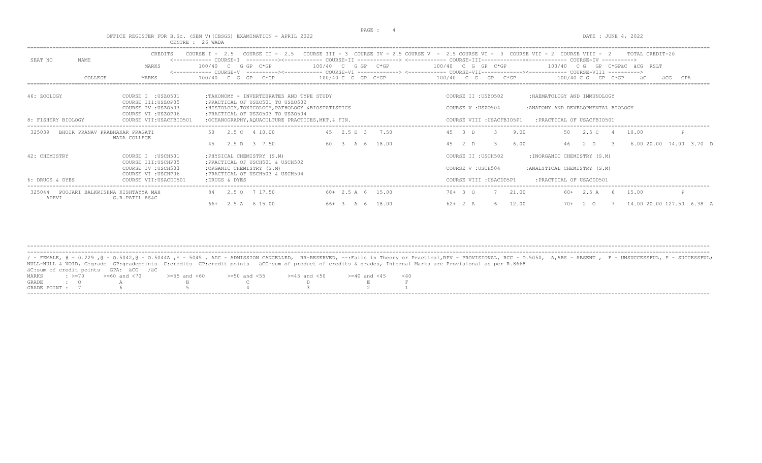OFFICE REGISTER FOR B.Sc. (SEM V)(CBSGS) EXAMINATION - APRIL 2022 &nbsp;&nbsp;&nbsp;&nbsp; PAGE : 4 &nbsp;&nbsp;&nbsp;&nbsp; DATE : JUNE 4, 2022

CENTRE : 26 WADA

```
                          CREDITS   COURSE I - 2.5  COURSE II - 2.5  COURSE III - 3  COURSE IV - 2.5 COURSE V - 2.5 COURSE VI - 3  COURSE VII - 2  COURSE VIII - 2      TOTAL CREDIT-20
SEAT NO      NAME                   <------------ COURSE-I  ----------><------------ COURSE-II -------------> <------------ COURSE-III-------------><------------ COURSE-IV ---------->
                          MARKS       100/40  C  G GP  C*GP          100/40  C   G GP  C*GP          100/40  C  G  GP  C*GP          100/40  C G  GP  C*GPäC  äCG  RSLT
                                    <------------ COURSE-V  ----------><------------ COURSE-VI -------------> <------------ COURSE-VII-------------><------------ COURSE-VIII ---------->
            COLLEGE       MARKS       100/40  C  G  GP   C*GP          100/40 C  G  GP  C*GP          100/40   C  G   GP   C*GP          100/40 C G   GP  C*GP    äC      äCG  GPA
```

```
46: ZOOLOGY               COURSE I  :USZO501        :TAXONOMY - INVERTEBRATES AND TYPE STUDY                  COURSE II :USZO502        :HAEMATOLOGY AND IMMUNOLOGY
                          COURSE III:USZOP05        :PRACTICAL OF USZO501 TO USZO502
                          COURSE IV :USZO503        :HISTOLOGY,TOXICOLOGY,PATHOLOGY &BIOSTATISTICS            COURSE V :USZO504         :ANATOMY AND DEVELOPMENTAL BIOLOGY
                          COURSE VI :USZOP06        :PRACTICAL OF USZO503 TO USZO504
8: FISHERY BIOLOGY        COURSE VII:USACFBIO501    :OCEANOGRAPHY,AQUACULTURE PRACTICES,MKT.& FIN.            COURSE VIII :USACFBIO5P1  :PRACTICAL OF USACFBIO501
```

```
325039   BHOIR PRANAV PRABHAKAR PRAGATI      50   2.5 C   4 10.00         45  2.5 D  3   7.50       45  3  D     3    9.00          50   2.5 C   4   10.00              P
                 WADA COLLEGE
                                             45   2.5 D   3  7.50         60   3  A  6  18.00       45  2  D     3    6.00          46   2  D    3    6.00 20.00  74.00  3.70  D
```

```
42: CHEMISTRY             COURSE I  :USCH501        :PHYSICAL CHEMISTRY (S.M)                                 COURSE II :USCH502        :INORGANIC CHEMISTRY (S.M)
                          COURSE III:USCHP05        :PRACTICAL OF USCH501 & USCH502
                          COURSE IV :USCH503        :ORGANIC CHEMISTRY (S.M)                                  COURSE V :USCH504         :ANALYTICAL CHEMISTRY (S.M)
                          COURSE VI :USCHP06        :PRACTICAL OF USCH503 & USCH504
6: DRUGS & DYES           COURSE VII:USACDD501      :DRUGS & DYES                                             COURSE VIII :USACDD5P1    :PRACTICAL OF USACDD501
```

```
325044   POOJARI BALKRISHNA KISHTAYYA MAH    84   2.5 O   7 17.50         60+  2.5 A  6  15.00      70+  3  O    7   21.00          60+  2.5 A   6   15.00              P
   ADEVI         G.R.PATIL AS&C
                                             66+  2.5 A   6 15.00         66+  3   A  6  18.00      62+  2  A    6   12.00          70+  2  O    7   14.00 20.00 127.50  6.38  A
```

/ - FEMALE, # - 0.229 ,@ - O.5042,@ - O.5044A ,* - 5045 , ADC - ADMISSION CANCELLED, RR-RESERVED, --:Fails in Theory or Practical,RPV - PROVISIONAL, RCC - O.5050, A,ABS - ABSENT , F - UNSUCCESSFUL, P - SUCCESSFUL; NULL-NULL & VOID, G:grade GP:gradepoints C:credits CP:credit points äCG:sum of product of credits & grades, Internal Marks are Provisional as per R.8668

äC:sum of credit points GPA: äCG /äC

| MARKS | : >=70 | >=60 and <70 | >=55 and <60 | >=50 and <55 | >=45 and <50 | >=40 and <45 | <40 |
|---|---|---|---|---|---|---|---|
| GRADE | : O | A | B | C | D | E | F |
| GRADE POINT | : 7 | 6 | 5 | 4 | 3 | 2 | 1 |